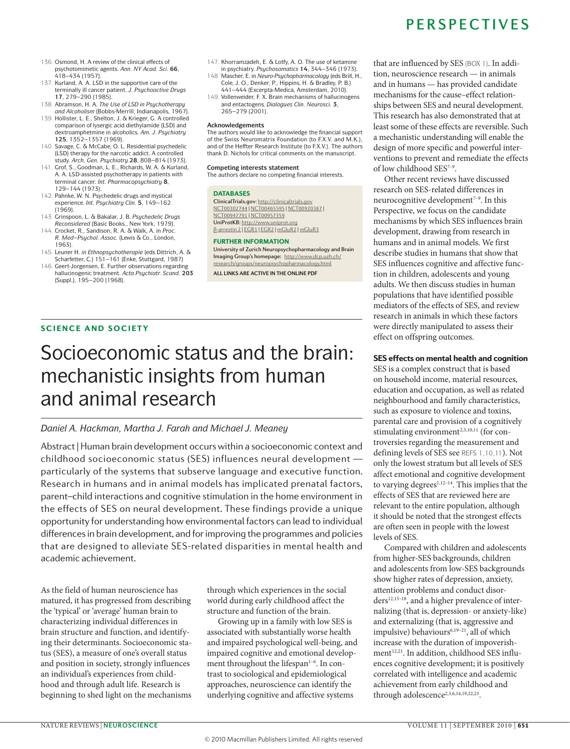136. Osmond, H. A review of the clinical effects of psychotomimetic agents. *Ann. NY Acad. Sci.* **66**, 418–434 (1957).
137. Kurland, A. A. LSD in the supportive care of the terminally ill cancer patient. *J. Psychoactive Drugs* **17**, 279–290 (1985).
138. Abramson, H. A. *The Use of LSD in Psychotherapy and Alcoholism* (Bobbs-Merrill, Indianapolis, 1967).
139. Hollister, L. E., Shelton, J. & Krieger, G. A controlled comparison of lysergic acid diethylamide (LSD) and dextroamphetmine in alcoholics. *Am. J. Psychiatry* **125**, 1352–1357 (1969).
140. Savage, C. & McCabe, O. L. Residential psychedelic (LSD) therapy for the narcotic addict. A controlled study. *Arch. Gen. Psychiatry* **28**, 808–814 (1973).
141. Grof, S., Goodman, L. E., Richards, W. A. & Kurland, A. A. LSD-assisted psychotherapy in patients with terminal cancer. *Int. Pharmacopsychiatry* **8**, 129–144 (1973).
142. Pahnke, W. N. Psychedelic drugs and mystical experience. *Int. Psychiatry Clin.* **5**, 149–162 (1969).
143. Grinspoon, L. & Bakalar, J. B. *Psychedelic Drugs Reconsidered* (Basic Books., New York, 1979).
144. Crocket, R., Sandison, R. A. & Walk, A. in *Proc. R. Med–Psychol. Assoc.* (Lewis & Co., London, 1963).
145. Leuner H. *in Ethnopsychotherapie* (eds Dittrich, A. & Scharfetter, C.) 151–161 (Enke, Stuttgard, 1987)
146. Geert-Jorgensen, E. Further observations regarding hallucinogenic treatment. *Acta Psychiatr. Scand.* **203** (Suppl.), 195–200 (1968).
147. Khorramzadeh, E. & Lotfy, A. O. The use of ketamine in psychiatry. *Psychosomatics* **14**, 344–346 (1973).
148. Mascher, E. in *Neuro-Psychopharmacology* (eds Brill, H., Cole, J. O., Denker, P., Hippins, H. & Bradley, P. B.) 441–444 (Excerpta-Medica, Amsterdam, 2010).
149. Vollenweider, F. X. Brain mechanisms of hallucinogens and entactogens. *Dialogues Clin. Neurosci.* **3**, 265–279 (2001).

**Acknowledgements**

The authors would like to acknowledge the financial support of the Swiss Neuromatrix Foundation (to F.X.V. and M.K.), and of the Heffter Research Institute (to F.X.V.). The authors thank D. Nichols for critical comments on the manuscript.

**Competing interests statement**

The authors declare no competing financial interests.

**DATABASES**

**ClinicalTrials.gov**: http://clinicaltrials.gov
NCT00302744 | NCT00465595 | NCT00920387 | NCT00947791 | NCT00957359
**UniProtKB**: http://www.uniprot.org
β-arrestin 2 | EGR1 | EGR2 | mGluR2 | mGluR3

**FURTHER INFORMATION**

University of Zurich Neuropsychopharmacology and Brain Imaging Group's homepage: http://www.dcp.uzh.ch/research/groups/neuropsychopharmacology.html

ALL LINKS ARE ACTIVE IN THE ONLINE PDF

**SCIENCE AND SOCIETY**

# Socioeconomic status and the brain: mechanistic insights from human and animal research

*Daniel A. Hackman, Martha J. Farah and Michael J. Meaney*

Abstract | Human brain development occurs within a socioeconomic context and childhood socioeconomic status (SES) influences neural development — particularly of the systems that subserve language and executive function. Research in humans and in animal models has implicated prenatal factors, parent–child interactions and cognitive stimulation in the home environment in the effects of SES on neural development. These findings provide a unique opportunity for understanding how environmental factors can lead to individual differences in brain development, and for improving the programmes and policies that are designed to alleviate SES-related disparities in mental health and academic achievement.

As the field of human neuroscience has matured, it has progressed from describing the 'typical' or 'average' human brain to characterizing individual differences in brain structure and function, and identifying their determinants. Socioeconomic status (SES), a measure of one's overall status and position in society, strongly influences an individual's experiences from childhood and through adult life. Research is beginning to shed light on the mechanisms through which experiences in the social world during early childhood affect the structure and function of the brain.

Growing up in a family with low SES is associated with substantially worse health and impaired psychological well-being, and impaired cognitive and emotional development throughout the lifespan[1–6]. In contrast to sociological and epidemiological approaches, neuroscience can identify the underlying cognitive and affective systems that are influenced by SES (BOX 1). In addition, neuroscience research — in animals and in humans — has provided candidate mechanisms for the cause–effect relationships between SES and neural development. This research has also demonstrated that at least some of these effects are reversible. Such a mechanistic understanding will enable the design of more specific and powerful interventions to prevent and remediate the effects of low childhood SES[7–9].

Other recent reviews have discussed research on SES-related differences in neurocognitive development[7–9]. In this Perspective, we focus on the candidate mechanisms by which SES influences brain development, drawing from research in humans and in animal models. We first describe studies in humans that show that SES influences cognitive and affective function in children, adolescents and young adults. We then discuss studies in human populations that have identified possible mediators of the effects of SES, and review research in animals in which these factors were directly manipulated to assess their effect on offspring outcomes.

## SES effects on mental health and cognition

SES is a complex construct that is based on household income, material resources, education and occupation, as well as related neighbourhood and family characteristics, such as exposure to violence and toxins, parental care and provision of a cognitively stimulating environment[2,5,10,11] (for controversies regarding the measurement and defining levels of SES see REFS 1,10,11). Not only the lowest stratum but all levels of SES affect emotional and cognitive development to varying degrees[1,12–14]. This implies that the effects of SES that are reviewed here are relevant to the entire population, although it should be noted that the strongest effects are often seen in people with the lowest levels of SES.

Compared with children and adolescents from higher-SES backgrounds, children and adolescents from low-SES backgrounds show higher rates of depression, anxiety, attention problems and conduct disorders[12,15–18], and a higher prevalence of internalizing (that is, depression- or anxiety-like) and externalizing (that is, aggressive and impulsive) behaviours[6,19–21], all of which increase with the duration of impoverishment[12,21]. In addition, childhood SES influences cognitive development; it is positively correlated with intelligence and academic achievement from early childhood and through adolescence[2,3,6,14,19,22,23].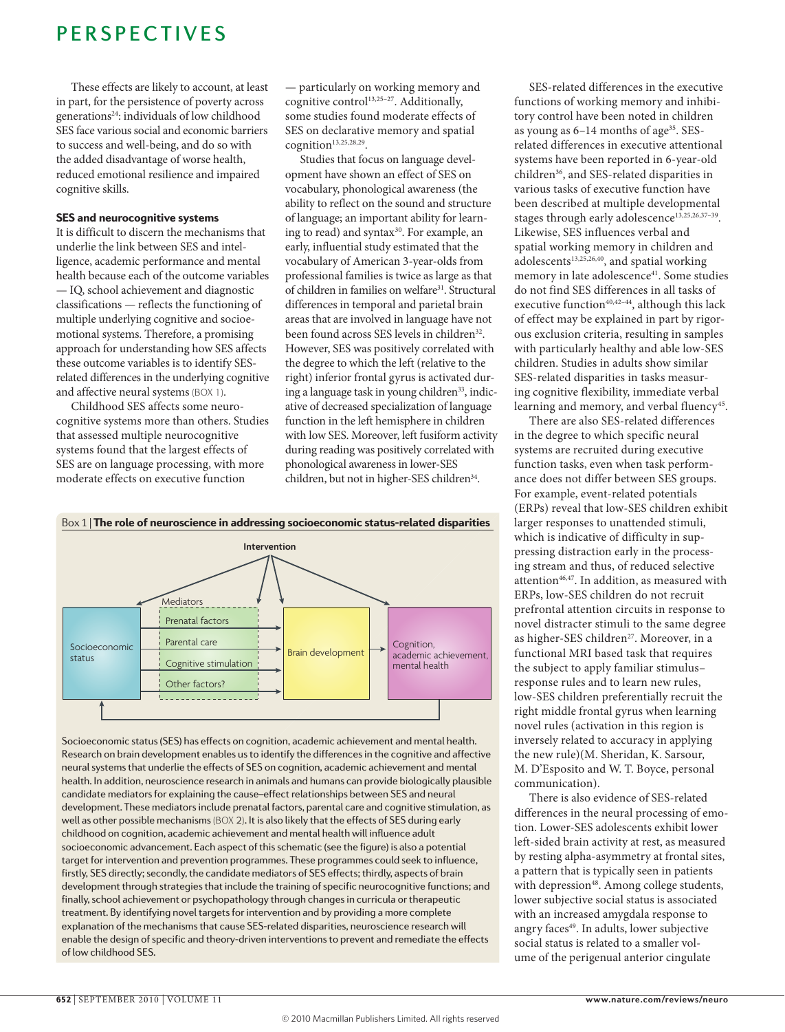These effects are likely to account, at least in part, for the persistence of poverty across generations[24]: individuals of low childhood SES face various social and economic barriers to success and well-being, and do so with the added disadvantage of worse health, reduced emotional resilience and impaired cognitive skills.

### SES and neurocognitive systems

It is difficult to discern the mechanisms that underlie the link between SES and intelligence, academic performance and mental health because each of the outcome variables — IQ, school achievement and diagnostic classifications — reflects the functioning of multiple underlying cognitive and socioemotional systems. Therefore, a promising approach for understanding how SES affects these outcome variables is to identify SES-related differences in the underlying cognitive and affective neural systems (BOX 1).

Childhood SES affects some neurocognitive systems more than others. Studies that assessed multiple neurocognitive systems found that the largest effects of SES are on language processing, with more moderate effects on executive function — particularly on working memory and cognitive control[13,25–27]. Additionally, some studies found moderate effects of SES on declarative memory and spatial cognition[13,25,28,29].

Studies that focus on language development have shown an effect of SES on vocabulary, phonological awareness (the ability to reflect on the sound and structure of language; an important ability for learning to read) and syntax[30]. For example, an early, influential study estimated that the vocabulary of American 3-year-olds from professional families is twice as large as that of children in families on welfare[31]. Structural differences in temporal and parietal brain areas that are involved in language have not been found across SES levels in children[32]. However, SES was positively correlated with the degree to which the left (relative to the right) inferior frontal gyrus is activated during a language task in young children[33], indicative of decreased specialization of language function in the left hemisphere in children with low SES. Moreover, left fusiform activity during reading was positively correlated with phonological awareness in lower-SES children, but not in higher-SES children[34].

SES-related differences in the executive functions of working memory and inhibitory control have been noted in children as young as 6–14 months of age[35]. SES-related differences in executive attentional systems have been reported in 6-year-old children[36], and SES-related disparities in various tasks of executive function have been described at multiple developmental stages through early adolescence[13,25,26,37–39]. Likewise, SES influences verbal and spatial working memory in children and adolescents[13,25,26,40], and spatial working memory in late adolescence[41]. Some studies do not find SES differences in all tasks of executive function[40,42–44], although this lack of effect may be explained in part by rigorous exclusion criteria, resulting in samples with particularly healthy and able low-SES children. Studies in adults show similar SES-related disparities in tasks measuring cognitive flexibility, immediate verbal learning and memory, and verbal fluency[45].

There are also SES-related differences in the degree to which specific neural systems are recruited during executive function tasks, even when task performance does not differ between SES groups. For example, event-related potentials (ERPs) reveal that low-SES children exhibit larger responses to unattended stimuli, which is indicative of difficulty in suppressing distraction early in the processing stream and thus, of reduced selective attention[46,47]. In addition, as measured with ERPs, low-SES children do not recruit prefrontal attention circuits in response to novel distracter stimuli to the same degree as higher-SES children[27]. Moreover, in a functional MRI based task that requires the subject to apply familiar stimulus–response rules and to learn new rules, low-SES children preferentially recruit the right middle frontal gyrus when learning novel rules (activation in this region is inversely related to accuracy in applying the new rule)(M. Sheridan, K. Sarsour, M. D'Esposito and W. T. Boyce, personal communication).

There is also evidence of SES-related differences in the neural processing of emotion. Lower-SES adolescents exhibit lower left-sided brain activity at rest, as measured by resting alpha-asymmetry at frontal sites, a pattern that is typically seen in patients with depression[48]. Among college students, lower subjective social status is associated with an increased amygdala response to angry faces[49]. In adults, lower subjective social status is related to a smaller volume of the perigenual anterior cingulate

**Box 1 | The role of neuroscience in addressing socioeconomic status-related disparities**

Intervention

Mediators

Prenatal factors

Parental care

Cognitive stimulation

Other factors?

Socioeconomic status

Brain development

Cognition, academic achievement, mental health

Socioeconomic status (SES) has effects on cognition, academic achievement and mental health. Research on brain development enables us to identify the differences in the cognitive and affective neural systems that underlie the effects of SES on cognition, academic achievement and mental health. In addition, neuroscience research in animals and humans can provide biologically plausible candidate mediators for explaining the cause–effect relationships between SES and neural development. These mediators include prenatal factors, parental care and cognitive stimulation, as well as other possible mechanisms (BOX 2). It is also likely that the effects of SES during early childhood on cognition, academic achievement and mental health will influence adult socioeconomic advancement. Each aspect of this schematic (see the figure) is also a potential target for intervention and prevention programmes. These programmes could seek to influence, firstly, SES directly; secondly, the candidate mediators of SES effects; thirdly, aspects of brain development through strategies that include the training of specific neurocognitive functions; and finally, school achievement or psychopathology through changes in curricula or therapeutic treatment. By identifying novel targets for intervention and by providing a more complete explanation of the mechanisms that cause SES-related disparities, neuroscience research will enable the design of specific and theory-driven interventions to prevent and remediate the effects of low childhood SES.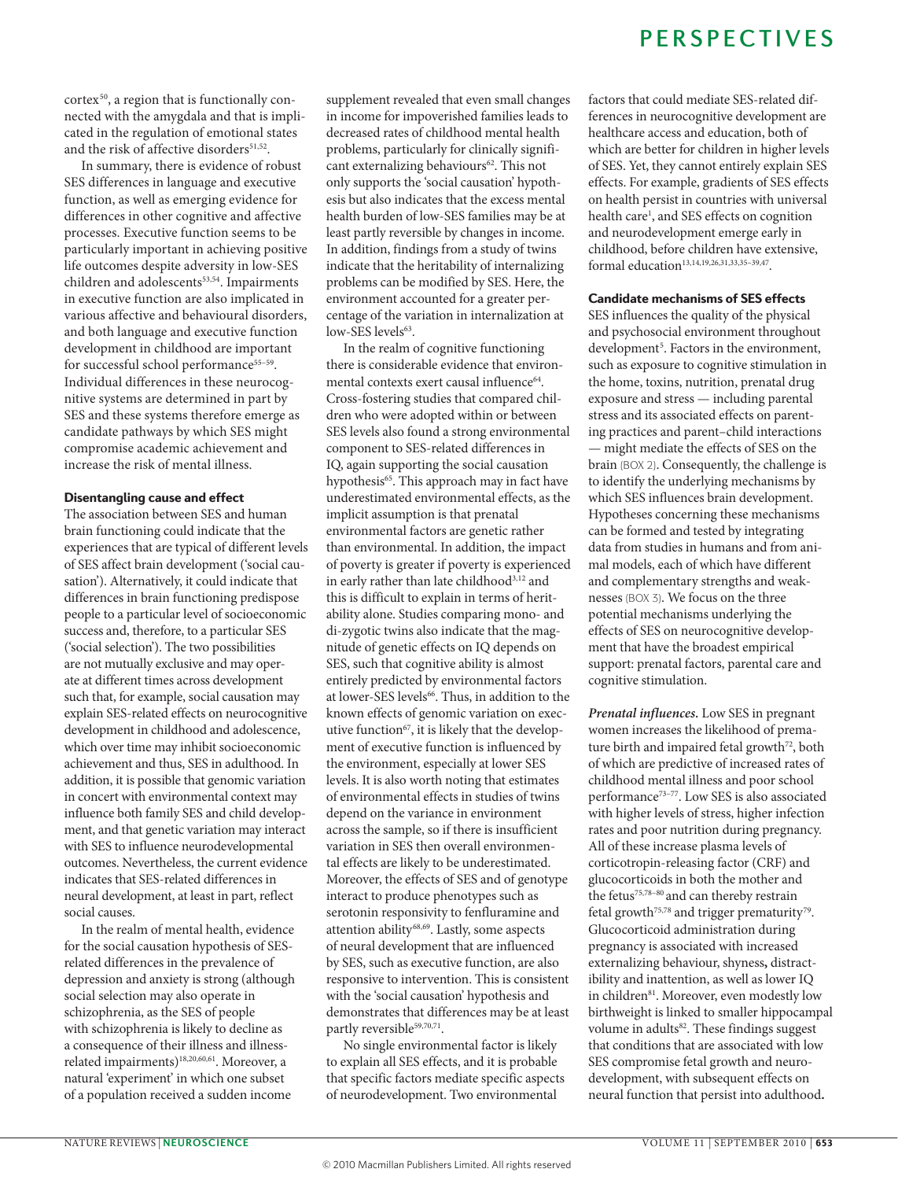cortex[50], a region that is functionally connected with the amygdala and that is implicated in the regulation of emotional states and the risk of affective disorders[51,52].

In summary, there is evidence of robust SES differences in language and executive function, as well as emerging evidence for differences in other cognitive and affective processes. Executive function seems to be particularly important in achieving positive life outcomes despite adversity in low-SES children and adolescents[53,54]. Impairments in executive function are also implicated in various affective and behavioural disorders, and both language and executive function development in childhood are important for successful school performance[55–59]. Individual differences in these neurocognitive systems are determined in part by SES and these systems therefore emerge as candidate pathways by which SES might compromise academic achievement and increase the risk of mental illness.

### Disentangling cause and effect

The association between SES and human brain functioning could indicate that the experiences that are typical of different levels of SES affect brain development ('social causation'). Alternatively, it could indicate that differences in brain functioning predispose people to a particular level of socioeconomic success and, therefore, to a particular SES ('social selection'). The two possibilities are not mutually exclusive and may operate at different times across development such that, for example, social causation may explain SES-related effects on neurocognitive development in childhood and adolescence, which over time may inhibit socioeconomic achievement and thus, SES in adulthood. In addition, it is possible that genomic variation in concert with environmental context may influence both family SES and child development, and that genetic variation may interact with SES to influence neurodevelopmental outcomes. Nevertheless, the current evidence indicates that SES-related differences in neural development, at least in part, reflect social causes.

In the realm of mental health, evidence for the social causation hypothesis of SES-related differences in the prevalence of depression and anxiety is strong (although social selection may also operate in schizophrenia, as the SES of people with schizophrenia is likely to decline as a consequence of their illness and illness-related impairments)[18,20,60,61]. Moreover, a natural 'experiment' in which one subset of a population received a sudden income supplement revealed that even small changes in income for impoverished families leads to decreased rates of childhood mental health problems, particularly for clinically significant externalizing behaviours[62]. This not only supports the 'social causation' hypothesis but also indicates that the excess mental health burden of low-SES families may be at least partly reversible by changes in income. In addition, findings from a study of twins indicate that the heritability of internalizing problems can be modified by SES. Here, the environment accounted for a greater percentage of the variation in internalization at low-SES levels[63].

In the realm of cognitive functioning there is considerable evidence that environmental contexts exert causal influence[64]. Cross-fostering studies that compared children who were adopted within or between SES levels also found a strong environmental component to SES-related differences in IQ, again supporting the social causation hypothesis[65]. This approach may in fact have underestimated environmental effects, as the implicit assumption is that prenatal environmental factors are genetic rather than environmental. In addition, the impact of poverty is greater if poverty is experienced in early rather than late childhood[3,12] and this is difficult to explain in terms of heritability alone. Studies comparing mono- and di-zygotic twins also indicate that the magnitude of genetic effects on IQ depends on SES, such that cognitive ability is almost entirely predicted by environmental factors at lower-SES levels[66]. Thus, in addition to the known effects of genomic variation on executive function[67], it is likely that the development of executive function is influenced by the environment, especially at lower SES levels. It is also worth noting that estimates of environmental effects in studies of twins depend on the variance in environment across the sample, so if there is insufficient variation in SES then overall environmental effects are likely to be underestimated. Moreover, the effects of SES and of genotype interact to produce phenotypes such as serotonin responsivity to fenfluramine and attention ability[68,69]. Lastly, some aspects of neural development that are influenced by SES, such as executive function, are also responsive to intervention. This is consistent with the 'social causation' hypothesis and demonstrates that differences may be at least partly reversible[59,70,71].

No single environmental factor is likely to explain all SES effects, and it is probable that specific factors mediate specific aspects of neurodevelopment. Two environmental factors that could mediate SES-related differences in neurocognitive development are healthcare access and education, both of which are better for children in higher levels of SES. Yet, they cannot entirely explain SES effects. For example, gradients of SES effects on health persist in countries with universal health care[1], and SES effects on cognition and neurodevelopment emerge early in childhood, before children have extensive, formal education[13,14,19,26,31,33,35–39,47].

### Candidate mechanisms of SES effects

SES influences the quality of the physical and psychosocial environment throughout development[5]. Factors in the environment, such as exposure to cognitive stimulation in the home, toxins, nutrition, prenatal drug exposure and stress — including parental stress and its associated effects on parenting practices and parent–child interactions — might mediate the effects of SES on the brain (BOX 2). Consequently, the challenge is to identify the underlying mechanisms by which SES influences brain development. Hypotheses concerning these mechanisms can be formed and tested by integrating data from studies in humans and from animal models, each of which have different and complementary strengths and weaknesses (BOX 3). We focus on the three potential mechanisms underlying the effects of SES on neurocognitive development that have the broadest empirical support: prenatal factors, parental care and cognitive stimulation.

***Prenatal influences.*** Low SES in pregnant women increases the likelihood of premature birth and impaired fetal growth[72], both of which are predictive of increased rates of childhood mental illness and poor school performance[73–77]. Low SES is also associated with higher levels of stress, higher infection rates and poor nutrition during pregnancy. All of these increase plasma levels of corticotropin-releasing factor (CRF) and glucocorticoids in both the mother and the fetus[75,78–80] and can thereby restrain fetal growth[75,78] and trigger prematurity[79]. Glucocorticoid administration during pregnancy is associated with increased externalizing behaviour, shyness, distractibility and inattention, as well as lower IQ in children[81]. Moreover, even modestly low birthweight is linked to smaller hippocampal volume in adults[82]. These findings suggest that conditions that are associated with low SES compromise fetal growth and neurodevelopment, with subsequent effects on neural function that persist into adulthood.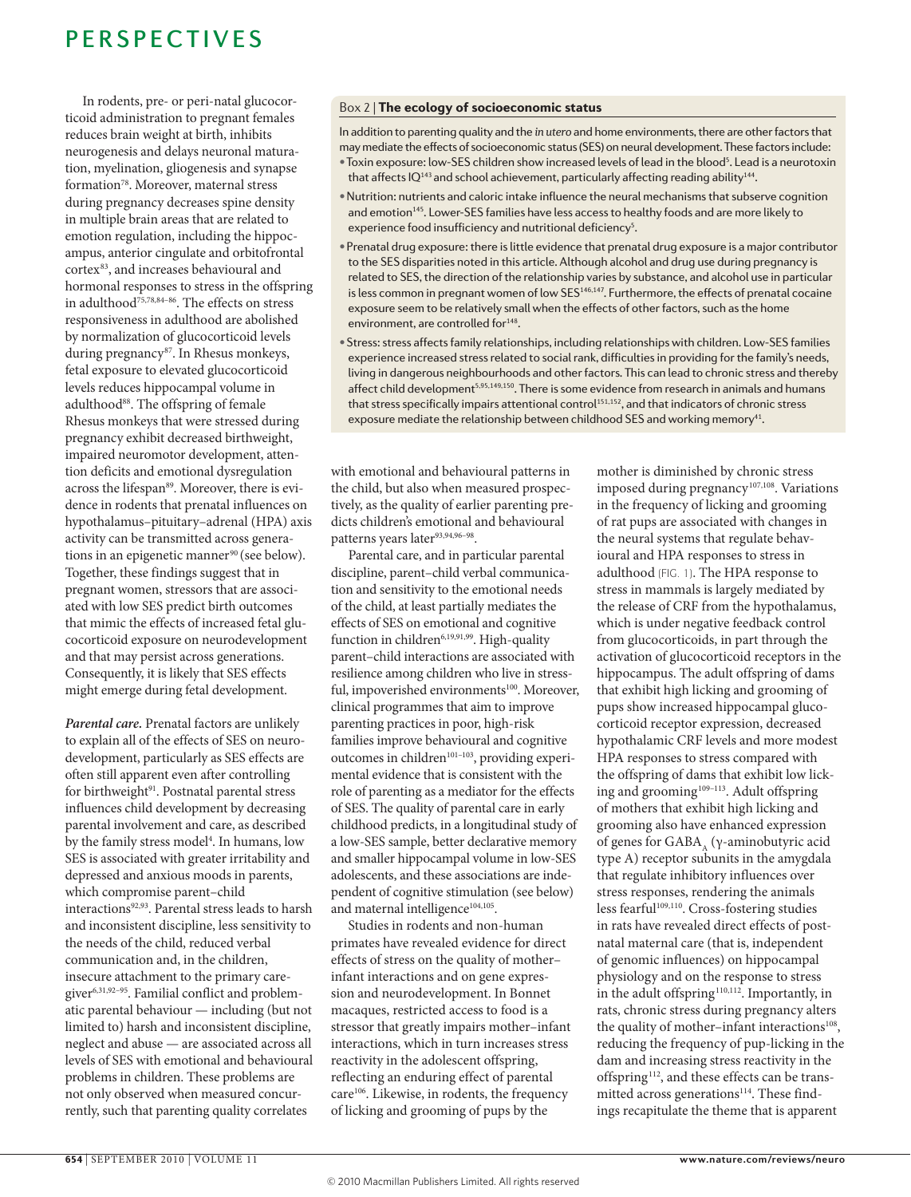In rodents, pre- or peri-natal glucocorticoid administration to pregnant females reduces brain weight at birth, inhibits neurogenesis and delays neuronal maturation, myelination, gliogenesis and synapse formation[78]. Moreover, maternal stress during pregnancy decreases spine density in multiple brain areas that are related to emotion regulation, including the hippocampus, anterior cingulate and orbitofrontal cortex[83], and increases behavioural and hormonal responses to stress in the offspring in adulthood[75,78,84–86]. The effects on stress responsiveness in adulthood are abolished by normalization of glucocorticoid levels during pregnancy[87]. In Rhesus monkeys, fetal exposure to elevated glucocorticoid levels reduces hippocampal volume in adulthood[88]. The offspring of female Rhesus monkeys that were stressed during pregnancy exhibit decreased birthweight, impaired neuromotor development, attention deficits and emotional dysregulation across the lifespan[89]. Moreover, there is evidence in rodents that prenatal influences on hypothalamus–pituitary–adrenal (HPA) axis activity can be transmitted across generations in an epigenetic manner[90] (see below). Together, these findings suggest that in pregnant women, stressors that are associated with low SES predict birth outcomes that mimic the effects of increased fetal glucocorticoid exposure on neurodevelopment and that may persist across generations. Consequently, it is likely that SES effects might emerge during fetal development.

***Parental care.*** Prenatal factors are unlikely to explain all of the effects of SES on neurodevelopment, particularly as SES effects are often still apparent even after controlling for birthweight[91]. Postnatal parental stress influences child development by decreasing parental involvement and care, as described by the family stress model[4]. In humans, low SES is associated with greater irritability and depressed and anxious moods in parents, which compromise parent–child interactions[92,93]. Parental stress leads to harsh and inconsistent discipline, less sensitivity to the needs of the child, reduced verbal communication and, in the children, insecure attachment to the primary caregiver[6,31,92–95]. Familial conflict and problematic parental behaviour — including (but not limited to) harsh and inconsistent discipline, neglect and abuse — are associated across all levels of SES with emotional and behavioural problems in children. These problems are not only observed when measured concurrently, such that parenting quality correlates with emotional and behavioural patterns in the child, but also when measured prospectively, as the quality of earlier parenting predicts children's emotional and behavioural patterns years later[93,94,96–98].

Parental care, and in particular parental discipline, parent–child verbal communication and sensitivity to the emotional needs of the child, at least partially mediates the effects of SES on emotional and cognitive function in children[6,19,91,99]. High-quality parent–child interactions are associated with resilience among children who live in stressful, impoverished environments[100]. Moreover, clinical programmes that aim to improve parenting practices in poor, high-risk families improve behavioural and cognitive outcomes in children[101–103], providing experimental evidence that is consistent with the role of parenting as a mediator for the effects of SES. The quality of parental care in early childhood predicts, in a longitudinal study of a low-SES sample, better declarative memory and smaller hippocampal volume in low-SES adolescents, and these associations are independent of cognitive stimulation (see below) and maternal intelligence[104,105].

Studies in rodents and non-human primates have revealed evidence for direct effects of stress on the quality of mother–infant interactions and on gene expression and neurodevelopment. In Bonnet macaques, restricted access to food is a stressor that greatly impairs mother–infant interactions, which in turn increases stress reactivity in the adolescent offspring, reflecting an enduring effect of parental care[106]. Likewise, in rodents, the frequency of licking and grooming of pups by the mother is diminished by chronic stress imposed during pregnancy[107,108]. Variations in the frequency of licking and grooming of rat pups are associated with changes in the neural systems that regulate behavioural and HPA responses to stress in adulthood (FIG. 1). The HPA response to stress in mammals is largely mediated by the release of CRF from the hypothalamus, which is under negative feedback control from glucocorticoids, in part through the activation of glucocorticoid receptors in the hippocampus. The adult offspring of dams that exhibit high licking and grooming of pups show increased hippocampal glucocorticoid receptor expression, decreased hypothalamic CRF levels and more modest HPA responses to stress compared with the offspring of dams that exhibit low licking and grooming[109–113]. Adult offspring of mothers that exhibit high licking and grooming also have enhanced expression of genes for $GABA_A$ (γ-aminobutyric acid type A) receptor subunits in the amygdala that regulate inhibitory influences over stress responses, rendering the animals less fearful[109,110]. Cross-fostering studies in rats have revealed direct effects of postnatal maternal care (that is, independent of genomic influences) on hippocampal physiology and on the response to stress in the adult offspring[110,112]. Importantly, in rats, chronic stress during pregnancy alters the quality of mother–infant interactions[108], reducing the frequency of pup-licking in the dam and increasing stress reactivity in the offspring[112], and these effects can be transmitted across generations[114]. These findings recapitulate the theme that is apparent

**Box 2 | The ecology of socioeconomic status**

In addition to parenting quality and the *in utero* and home environments, there are other factors that may mediate the effects of socioeconomic status (SES) on neural development. These factors include:

- Toxin exposure: low-SES children show increased levels of lead in the blood[5]. Lead is a neurotoxin that affects IQ[143] and school achievement, particularly affecting reading ability[144].
- Nutrition: nutrients and caloric intake influence the neural mechanisms that subserve cognition and emotion[145]. Lower-SES families have less access to healthy foods and are more likely to experience food insufficiency and nutritional deficiency[5].
- Prenatal drug exposure: there is little evidence that prenatal drug exposure is a major contributor to the SES disparities noted in this article. Although alcohol and drug use during pregnancy is related to SES, the direction of the relationship varies by substance, and alcohol use in particular is less common in pregnant women of low SES[146,147]. Furthermore, the effects of prenatal cocaine exposure seem to be relatively small when the effects of other factors, such as the home environment, are controlled for[148].
- Stress: stress affects family relationships, including relationships with children. Low-SES families experience increased stress related to social rank, difficulties in providing for the family's needs, living in dangerous neighbourhoods and other factors. This can lead to chronic stress and thereby affect child development[5,95,149,150]. There is some evidence from research in animals and humans that stress specifically impairs attentional control[151,152], and that indicators of chronic stress exposure mediate the relationship between childhood SES and working memory[41].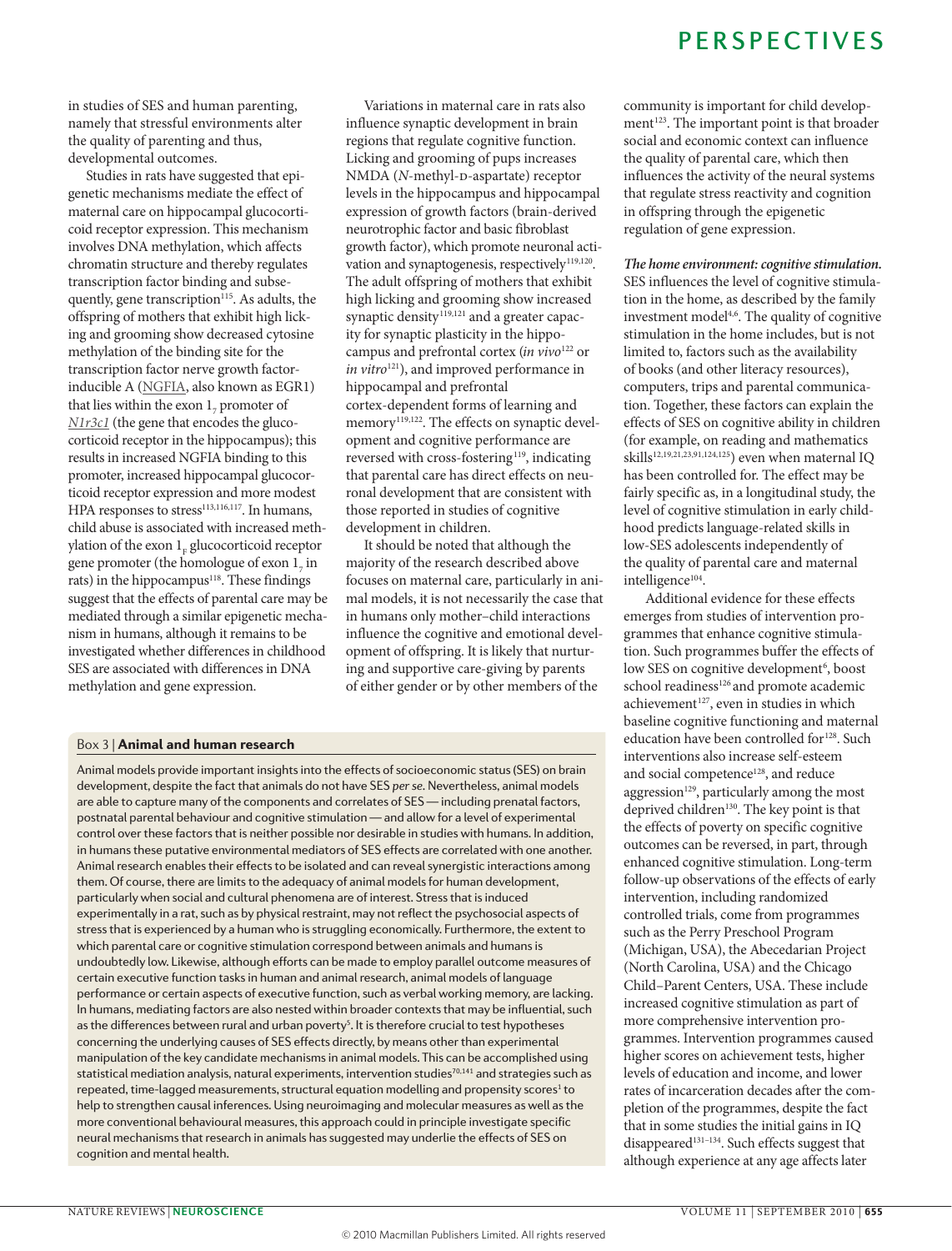in studies of SES and human parenting, namely that stressful environments alter the quality of parenting and thus, developmental outcomes.

Studies in rats have suggested that epigenetic mechanisms mediate the effect of maternal care on hippocampal glucocorticoid receptor expression. This mechanism involves DNA methylation, which affects chromatin structure and thereby regulates transcription factor binding and subsequently, gene transcription[115]. As adults, the offspring of mothers that exhibit high licking and grooming show decreased cytosine methylation of the binding site for the transcription factor nerve growth factor-inducible A (NGFIA, also known as EGR1) that lies within the exon $1_7$ promoter of *N1r3c1* (the gene that encodes the glucocorticoid receptor in the hippocampus); this results in increased NGFIA binding to this promoter, increased hippocampal glucocorticoid receptor expression and more modest HPA responses to stress[113,116,117]. In humans, child abuse is associated with increased methylation of the exon $1_F$ glucocorticoid receptor gene promoter (the homologue of exon $1_7$ in rats) in the hippocampus[118]. These findings suggest that the effects of parental care may be mediated through a similar epigenetic mechanism in humans, although it remains to be investigated whether differences in childhood SES are associated with differences in DNA methylation and gene expression.

Variations in maternal care in rats also influence synaptic development in brain regions that regulate cognitive function. Licking and grooming of pups increases NMDA (*N*-methyl-D-aspartate) receptor levels in the hippocampus and hippocampal expression of growth factors (brain-derived neurotrophic factor and basic fibroblast growth factor), which promote neuronal activation and synaptogenesis, respectively[119,120]. The adult offspring of mothers that exhibit high licking and grooming show increased synaptic density[119,121] and a greater capacity for synaptic plasticity in the hippocampus and prefrontal cortex (*in vivo*[122] or *in vitro*[121]), and improved performance in hippocampal and prefrontal cortex-dependent forms of learning and memory[119,122]. The effects on synaptic development and cognitive performance are reversed with cross-fostering[119], indicating that parental care has direct effects on neuronal development that are consistent with those reported in studies of cognitive development in children.

It should be noted that although the majority of the research described above focuses on maternal care, particularly in animal models, it is not necessarily the case that in humans only mother–child interactions influence the cognitive and emotional development of offspring. It is likely that nurturing and supportive care-giving by parents of either gender or by other members of the community is important for child development[123]. The important point is that broader social and economic context can influence the quality of parental care, which then influences the activity of the neural systems that regulate stress reactivity and cognition in offspring through the epigenetic regulation of gene expression.

***The home environment: cognitive stimulation.*** SES influences the level of cognitive stimulation in the home, as described by the family investment model[4,6]. The quality of cognitive stimulation in the home includes, but is not limited to, factors such as the availability of books (and other literacy resources), computers, trips and parental communication. Together, these factors can explain the effects of SES on cognitive ability in children (for example, on reading and mathematics skills[12,19,21,23,91,124,125]) even when maternal IQ has been controlled for. The effect may be fairly specific as, in a longitudinal study, the level of cognitive stimulation in early childhood predicts language-related skills in low-SES adolescents independently of the quality of parental care and maternal intelligence[104].

Additional evidence for these effects emerges from studies of intervention programmes that enhance cognitive stimulation. Such programmes buffer the effects of low SES on cognitive development[6], boost school readiness[126] and promote academic achievement[127], even in studies in which baseline cognitive functioning and maternal education have been controlled for[128]. Such interventions also increase self-esteem and social competence[128], and reduce aggression[129], particularly among the most deprived children[130]. The key point is that the effects of poverty on specific cognitive outcomes can be reversed, in part, through enhanced cognitive stimulation. Long-term follow-up observations of the effects of early intervention, including randomized controlled trials, come from programmes such as the Perry Preschool Program (Michigan, USA), the Abecedarian Project (North Carolina, USA) and the Chicago Child–Parent Centers, USA. These include increased cognitive stimulation as part of more comprehensive intervention programmes. Intervention programmes caused higher scores on achievement tests, higher levels of education and income, and lower rates of incarceration decades after the completion of the programmes, despite the fact that in some studies the initial gains in IQ disappeared[131–134]. Such effects suggest that although experience at any age affects later

**Box 3 | Animal and human research**

Animal models provide important insights into the effects of socioeconomic status (SES) on brain development, despite the fact that animals do not have SES *per se*. Nevertheless, animal models are able to capture many of the components and correlates of SES — including prenatal factors, postnatal parental behaviour and cognitive stimulation — and allow for a level of experimental control over these factors that is neither possible nor desirable in studies with humans. In addition, in humans these putative environmental mediators of SES effects are correlated with one another. Animal research enables their effects to be isolated and can reveal synergistic interactions among them. Of course, there are limits to the adequacy of animal models for human development, particularly when social and cultural phenomena are of interest. Stress that is induced experimentally in a rat, such as by physical restraint, may not reflect the psychosocial aspects of stress that is experienced by a human who is struggling economically. Furthermore, the extent to which parental care or cognitive stimulation correspond between animals and humans is undoubtedly low. Likewise, although efforts can be made to employ parallel outcome measures of certain executive function tasks in human and animal research, animal models of language performance or certain aspects of executive function, such as verbal working memory, are lacking. In humans, mediating factors are also nested within broader contexts that may be influential, such as the differences between rural and urban poverty[5]. It is therefore crucial to test hypotheses concerning the underlying causes of SES effects directly, by means other than experimental manipulation of the key candidate mechanisms in animal models. This can be accomplished using statistical mediation analysis, natural experiments, intervention studies[70,141] and strategies such as repeated, time-lagged measurements, structural equation modelling and propensity scores[1] to help to strengthen causal inferences. Using neuroimaging and molecular measures as well as the more conventional behavioural measures, this approach could in principle investigate specific neural mechanisms that research in animals has suggested may underlie the effects of SES on cognition and mental health.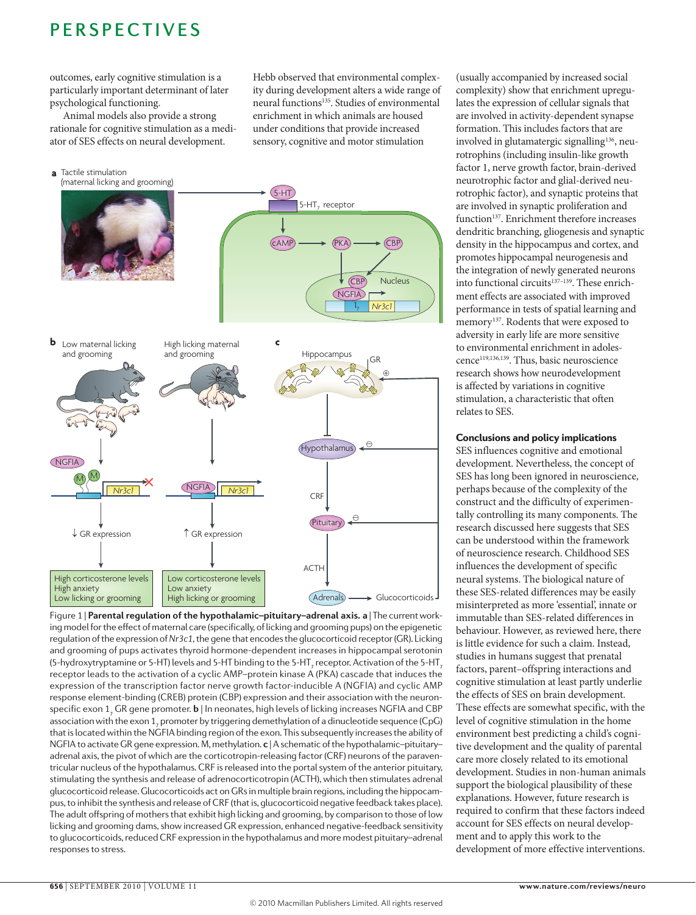outcomes, early cognitive stimulation is a particularly important determinant of later psychological functioning.

Animal models also provide a strong rationale for cognitive stimulation as a mediator of SES effects on neural development. Hebb observed that environmental complexity during development alters a wide range of neural functions[135]. Studies of environmental enrichment in which animals are housed under conditions that provide increased sensory, cognitive and motor stimulation (usually accompanied by increased social complexity) show that enrichment upregulates the expression of cellular signals that are involved in activity-dependent synapse formation. This includes factors that are involved in glutamatergic signalling[136], neurotrophins (including insulin-like growth factor 1, nerve growth factor, brain-derived neurotrophic factor and glial-derived neurotrophic factor), and synaptic proteins that are involved in synaptic proliferation and function[137]. Enrichment therefore increases dendritic branching, gliogenesis and synaptic density in the hippocampus and cortex, and promotes hippocampal neurogenesis and the integration of newly generated neurons into functional circuits[137–139]. These enrichment effects are associated with improved performance in tests of spatial learning and memory[137]. Rodents that were exposed to adversity in early life are more sensitive to environmental enrichment in adolescence[119,136,139]. Thus, basic neuroscience research shows how neurodevelopment is affected by variations in cognitive stimulation, a characteristic that often relates to SES.

a Tactile stimulation (maternal licking and grooming)

5-HT

$5\text{-HT}_7$ receptor

cAMP

PKA

CBP

Nucleus

CBP

NGFIA

$1_7$

*Nr3c1*

b Low maternal licking and grooming

High licking maternal and grooming

NGFIA

M M

*Nr3c1*

NGFIA

*Nr3c1*

↓ GR expression

↑ GR expression

High corticosterone levels
High anxiety
Low licking or grooming

Low corticosterone levels
Low anxiety
High licking or grooming

c

Hippocampus

GR

⊕

Hypothalamus

⊖

CRF

Pituitary

⊖

ACTH

Adrenals

Glucocorticoids

Figure 1 | **Parental regulation of the hypothalamic–pituitary–adrenal axis. a** | The current working model for the effect of maternal care (specifically, of licking and grooming pups) on the epigenetic regulation of the expression of *Nr3c1*, the gene that encodes the glucocorticoid receptor (GR). Licking and grooming of pups activates thyroid hormone-dependent increases in hippocampal serotonin (5-hydroxytryptamine or 5-HT) levels and 5-HT binding to the $5\text{-HT}_7$ receptor. Activation of the $5\text{-HT}_7$ receptor leads to the activation of a cyclic AMP–protein kinase A (PKA) cascade that induces the expression of the transcription factor nerve growth factor-inducible A (NGFIA) and cyclic AMP response element-binding (CREB) protein (CBP) expression and their association with the neuron-specific exon $1_7$ GR gene promoter. **b** | In neonates, high levels of licking increases NGFIA and CBP association with the exon $1_7$ promoter by triggering demethylation of a dinucleotide sequence (CpG) that is located within the NGFIA binding region of the exon. This subsequently increases the ability of NGFIA to activate GR gene expression. M, methylation. **c** | A schematic of the hypothalamic–pituitary–adrenal axis, the pivot of which are the corticotropin-releasing factor (CRF) neurons of the paraventricular nucleus of the hypothalamus. CRF is released into the portal system of the anterior pituitary, stimulating the synthesis and release of adrenocorticotropin (ACTH), which then stimulates adrenal glucocorticoid release. Glucocorticoids act on GRs in multiple brain regions, including the hippocampus, to inhibit the synthesis and release of CRF (that is, glucocorticoid negative feedback takes place). The adult offspring of mothers that exhibit high licking and grooming, by comparison to those of low licking and grooming dams, show increased GR expression, enhanced negative-feedback sensitivity to glucocorticoids, reduced CRF expression in the hypothalamus and more modest pituitary–adrenal responses to stress.

### Conclusions and policy implications

SES influences cognitive and emotional development. Nevertheless, the concept of SES has long been ignored in neuroscience, perhaps because of the complexity of the construct and the difficulty of experimentally controlling its many components. The research discussed here suggests that SES can be understood within the framework of neuroscience research. Childhood SES influences the development of specific neural systems. The biological nature of these SES-related differences may be easily misinterpreted as more 'essential', innate or immutable than SES-related differences in behaviour. However, as reviewed here, there is little evidence for such a claim. Instead, studies in humans suggest that prenatal factors, parent–offspring interactions and cognitive stimulation at least partly underlie the effects of SES on brain development. These effects are somewhat specific, with the level of cognitive stimulation in the home environment best predicting a child's cognitive development and the quality of parental care more closely related to its emotional development. Studies in non-human animals support the biological plausibility of these explanations. However, future research is required to confirm that these factors indeed account for SES effects on neural development and to apply this work to the development of more effective interventions.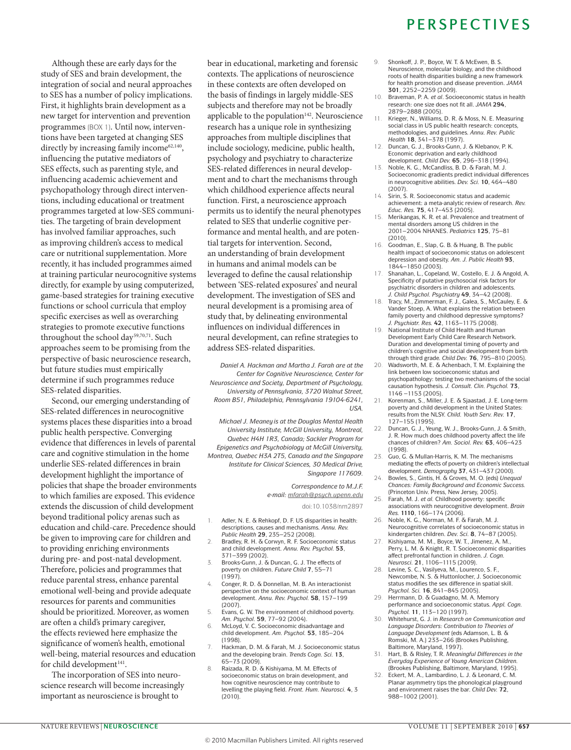Although these are early days for the study of SES and brain development, the integration of social and neural approaches to SES has a number of policy implications. First, it highlights brain development as a new target for intervention and prevention programmes (BOX 1). Until now, interventions have been targeted at changing SES directly by increasing family income[62,140], influencing the putative mediators of SES effects, such as parenting style, and influencing academic achievement and psychopathology through direct interventions, including educational or treatment programmes targeted at low-SES communities. The targeting of brain development has involved familiar approaches, such as improving children's access to medical care or nutritional supplementation. More recently, it has included programmes aimed at training particular neurocognitive systems directly, for example by using computerized, game-based strategies for training executive functions or school curricula that employ specific exercises as well as overarching strategies to promote executive functions throughout the school day[59,70,71]. Such approaches seem to be promising from the perspective of basic neuroscience research, but future studies must empirically determine if such programmes reduce SES-related disparities.

Second, our emerging understanding of SES-related differences in neurocognitive systems places these disparities into a broad public health perspective. Converging evidence that differences in levels of parental care and cognitive stimulation in the home underlie SES-related differences in brain development highlight the importance of policies that shape the broader environments to which families are exposed. This evidence extends the discussion of child development beyond traditional policy arenas such as education and child-care. Precedence should be given to improving care for children and to providing enriching environments during pre- and post-natal development. Therefore, policies and programmes that reduce parental stress, enhance parental emotional well-being and provide adequate resources for parents and communities should be prioritized. Moreover, as women are often a child's primary caregiver, the effects reviewed here emphasize the significance of women's health, emotional well-being, material resources and education for child development[141].

The incorporation of SES into neuroscience research will become increasingly important as neuroscience is brought to bear in educational, marketing and forensic contexts. The applications of neuroscience in these contexts are often developed on the basis of findings in largely middle-SES subjects and therefore may not be broadly applicable to the population[142]. Neuroscience research has a unique role in synthesizing approaches from multiple disciplines that include sociology, medicine, public health, psychology and psychiatry to characterize SES-related differences in neural development and to chart the mechanisms through which childhood experience affects neural function. First, a neuroscience approach permits us to identify the neural phenotypes related to SES that underlie cognitive performance and mental health, and are potential targets for intervention. Second, an understanding of brain development in humans and animal models can be leveraged to define the causal relationship between 'SES-related exposures' and neural development. The investigation of SES and neural development is a promising area of study that, by delineating environmental influences on individual differences in neural development, can refine strategies to address SES-related disparities.

*Daniel A. Hackman and Martha J. Farah are at the Center for Cognitive Neuroscience, Center for Neuroscience and Society, Department of Psychology, University of Pennsylvania, 3720 Walnut Street, Room B51, Philadelphia, Pennsylvania 19104-6241, USA.*

*Michael J. Meaney is at the Douglas Mental Health University Institute, McGill University, Montreal, Quebec H4H 1R3, Canada; Sackler Program for Epigenetics and Psychobiology at McGill University, Montrea, Quebec H3A 2T5, Canada and the Singapore Institute for Clinical Sciences, 30 Medical Drive, Singapore 117609.*

*Correspondence to M.J.F.*
*e-mail: mfarah@psych.upenn.edu*

doi:10.1038/nrn2897

1. Adler, N. E. & Rehkopf, D. F. US disparities in health: descriptions, causes and mechanisms. *Annu. Rev. Public Health* **29**, 235–252 (2008).
2. Bradley, R. H. & Corwyn, R. F. Socioeconomic status and child development. *Annu. Rev. Psychol.* **53**, 371–399 (2002).
3. Brooks-Gunn, J. & Duncan, G. J. The effects of poverty on children. *Future Child* **7**, 55–71 (1997).
4. Conger, R. D. & Donnellan, M. B. An interactionist perspective on the socioeconomic context of human development. *Annu. Rev. Psychol.* **58**, 157–199 (2007).
5. Evans, G. W. The environment of childhood poverty. *Am. Psychol.* **59**, 77–92 (2004).
6. McLoyd, V. C. Socioeconomic disadvantage and child development. *Am. Psychol.* **53**, 185–204 (1998).
7. Hackman, D. M. & Farah, M. J. Socioeconomic status and the developing brain. *Trends Cogn. Sci.* **13**, 65–73 (2009).
8. Raizada, R. D. & Kishiyama, M. M. Effects of socioeconomic status on brain development, and how cognitive neuroscience may contribute to levelling the playing field. *Front. Hum. Neurosci.* **4**, 3 (2010).
9. Shonkoff, J. P., Boyce, W. T. & McEwen, B. S. Neuroscience, molecular biology, and the childhood roots of health disparities building a new framework for health promotion and disease prevention. *JAMA* **301**, 2252–2259 (2009).
10. Braveman, P. A. *et al.* Socioeconomic status in health research: one size does not fit all. *JAMA* **294**, 2879–2888 (2005).
11. Krieger, N., Williams, D. R. & Moss, N. E. Measuring social class in US public health research: concepts, methodologies, and guidelines. *Annu. Rev. Public Health* **18**, 341–378 (1997).
12. Duncan, G. J., Brooks-Gunn, J. & Klebanov, P. K. Economic deprivation and early childhood development. *Child Dev.* **65**, 296–318 (1994).
13. Noble, K. G., McCandliss, B. D. & Farah, M. J. Socioeconomic gradients predict individual differences in neurocognitive abilities. *Dev. Sci.* **10**, 464–480 (2007).
14. Sirin, S. R. Socioeconomic status and academic achievement: a meta-analytic review of research. *Rev. Educ. Res.* **75**, 417–453 (2005).
15. Merikangas, K. R. et al. Prevalence and treatment of mental disorders among US children in the 2001–2004 NHANES. *Pediatrics* **125**, 75–81 (2010).
16. Goodman, E., Slap, G. B. & Huang, B. The public health impact of socioeconomic status on adolescent depression and obesity. *Am. J. Public Health* **93**, 1844–1850 (2003).
17. Shanahan, L., Copeland, W., Costello, E. J. & Angold, A. Specificity of putative psychosocial risk factors for psychiatric disorders in children and adolescents. *J. Child Psychol. Psychiatry* **49**, 34–42 (2008).
18. Tracy, M., Zimmerman, F. J., Galea, S., McCauley, E. & Vander Stoep, A. What explains the relation between family poverty and childhood depressive symptoms? *J. Psychiatr. Res.* **42**, 1163–1175 (2008).
19. National Institute of Child Health and Human Development Early Child Care Research Network. Duration and developmental timing of poverty and children's cognitive and social development from birth through third grade. *Child Dev.* **76**, 795–810 (2005).
20. Wadsworth, M. E. & Achenbach, T. M. Explaining the link between low socioeconomic status and psychopathology: testing two mechanisms of the social causation hypothesis. *J. Consult. Clin. Psychol.* **73**, 1146 –1153 (2005).
21. Korenman, S., Miller, J. E. & Sjaastad, J. E. Long-term poverty and child development in the United States: results from the NLSY. *Child. Youth Serv. Rev.* **17**, 127–155 (1995).
22. Duncan, G. J., Yeung, W. J., Brooks-Gunn, J. & Smith, J. R. How much does childhood poverty affect the life chances of children? *Am. Sociol. Rev.* **63**, 406–423 (1998).
23. Guo, G. & Mullan-Harris, K. M. The mechanisms mediating the effects of poverty on children's intellectual development. *Demography* **37**, 431–437 (2000).
24. Bowles, S., Gintis, H. & Groves, M. O. (eds) *Unequal Chances: Family Background and Economic Success.* (Princeton Univ. Press, New Jersey, 2005).
25. Farah, M. J. *et al.* Childhood poverty: specific associations with neurocognitive development. *Brain Res.* **1110**, 166–174 (2006).
26. Noble, K. G., Norman, M. F. & Farah, M. J. Neurocognitive correlates of socioeconomic status in kindergarten children. *Dev. Sci.* **8**, 74–87 (2005).
27. Kishiyama, M. M., Boyce, W. T., Jimenez, A. M., Perry, L. M. & Knight, R. T. Socioeconomic disparities affect prefrontal function in children. *J. Cogn. Neurosci.* **21**, 1106–1115 (2009).
28. Levine, S. C., Vasilyeva, M., Lourenco, S. F., Newcombe, N. S. & Huttonlocher, J. Socioeconomic status modifies the sex difference in spatial skill. *Psychol. Sci.* **16**, 841–845 (2005).
29. Herrmann, D. & Guadagno, M. A. Memory performance and socioeconomic status. *Appl. Cogn. Psychol.* **11**, 113–120 (1997).
30. Whitehurst, G. J. in *Research on Communication and Language Disorders: Contribution to Theories of Language Development* (eds Adamson, L. B. & Romski, M. A.) 233–266 (Brookes Publishing, Baltimore, Maryland, 1997).
31. Hart, B. & Risley, T. R. *Meaningful Differences in the Everyday Experience of Young American Children.* (Brookes Publishing, Baltimore, Maryland, 1995).
32. Eckert, M. A., Lambardino, L. J. & Leonard, C. M. Planar asymmetry tips the phonological playground and environment raises the bar. *Child Dev.* **72**, 988–1002 (2001).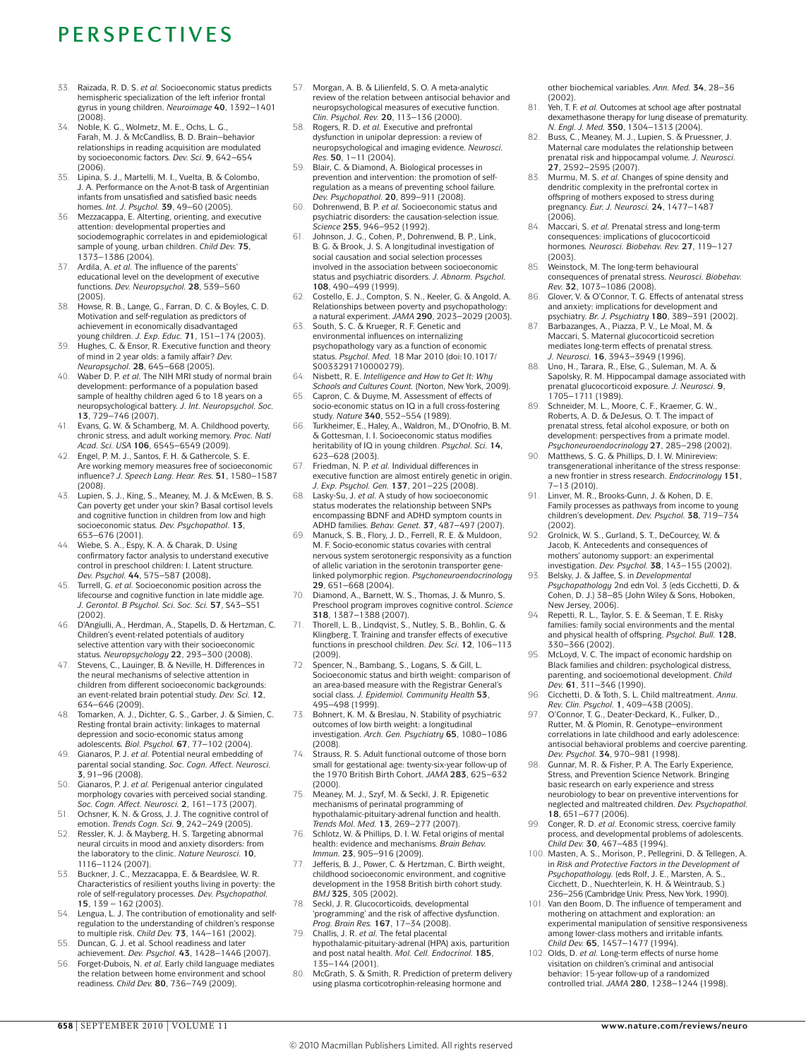33. Raizada, R. D. S. *et al.* Socioeconomic status predicts hemispheric specialization of the left inferior frontal gyrus in young children. *Neuroimage* **40**, 1392–1401 (2008).
34. Noble, K. G., Wolmetz, M. E., Ochs, L. G., Farah, M. J. & McCandliss, B. D. Brain–behavior relationships in reading acquisition are modulated by socioeconomic factors. *Dev. Sci.* **9**, 642–654 (2006).
35. Lipina, S. J., Martelli, M. I., Vuelta, B. & Colombo, J. A. Performance on the A-not-B task of Argentinian infants from unsatisfied and satisfied basic needs homes. *Int. J. Psychol.* **39**, 49–60 (2005).
36. Mezzacappa, E. Alerting, orienting, and executive attention: developmental properties and sociodemographic correlates in an epidemiological sample of young, urban children. *Child Dev.* **75**, 1373–1386 (2004).
37. Ardila, A. *et al.* The influence of the parents' educational level on the development of executive functions. *Dev. Neuropsychol.* **28**, 539–560 (2005).
38. Howse, R. B., Lange, G., Farran, D. C. & Boyles, C. D. Motivation and self-regulation as predictors of achievement in economically disadvantaged young children. *J. Exp. Educ.* **71**, 151–174 (2003).
39. Hughes, C. & Ensor, R. Executive function and theory of mind in 2 year olds: a family affair? *Dev. Neuropsychol.* **28**, 645–668 (2005).
40. Waber D. P. *et al.* The NIH MRI study of normal brain development: performance of a population based sample of healthy children aged 6 to 18 years on a neuropsychological battery. *J. Int. Neuropsychol. Soc.* **13**, 729–746 (2007).
41. Evans, G. W. & Schamberg, M. A. Childhood poverty, chronic stress, and adult working memory. *Proc. Natl Acad. Sci. USA* **106**, 6545–6549 (2009).
42. Engel, P. M. J., Santos, F. H. & Gathercole, S. E. Are working memory measures free of socioeconomic influence? *J. Speech Lang. Hear. Res.* **51**, 1580–1587 (2008).
43. Lupien, S. J., King, S., Meaney, M. J. & McEwen, B. S. Can poverty get under your skin? Basal cortisol levels and cognitive function in children from low and high socioeconomic status. *Dev. Psychopathol.* **13**, 653–676 (2001).
44. Wiebe, S. A., Espy, K. A. & Charak, D. Using confirmatory factor analysis to understand executive control in preschool children: I. Latent structure. *Dev. Psychol.* **44**, 575–587 **(**2008**)**.
45. Turrell, G. *et al.* Socioeconomic position across the lifecourse and cognitive function in late middle age. *J. Gerontol. B Psychol. Sci. Soc. Sci.* **57**, S43–S51 (2002).
46. D'Angiulli, A., Herdman, A., Stapells, D. & Hertzman, C. Children's event-related potentials of auditory selective attention vary with their socioeconomic status. *Neuropsychology* **22**, 293–300 (2008).
47. Stevens, C., Lauinger, B. & Neville, H. Differences in the neural mechanisms of selective attention in children from different socioeconomic backgrounds: an event-related brain potential study. *Dev. Sci.* **12**, 634–646 (2009).
48. Tomarken, A. J., Dichter, G. S., Garber, J. & Simien, C. Resting frontal brain activity: linkages to maternal depression and socio-economic status among adolescents. *Biol. Psychol.* **67**, 77–102 (2004).
49. Gianaros, P. J. *et al.* Potential neural embedding of parental social standing. *Soc. Cogn. Affect. Neurosci.* **3**, 91–96 (2008).
50. Gianaros, P. J. *et al.* Perigenual anterior cingulated morphology covaries with perceived social standing. *Soc. Cogn. Affect. Neurosci.* **2**, 161–173 (2007).
51. Ochsner, K. N. & Gross, J. J. The cognitive control of emotion. *Trends Cogn. Sci.* **9**, 242–249 (2005).
52. Ressler, K. J. & Mayberg, H. S. Targeting abnormal neural circuits in mood and anxiety disorders: from the laboratory to the clinic. *Nature Neurosci.* **10**, 1116–1124 (2007).
53. Buckner, J. C., Mezzacappa, E. & Beardslee, W. R. Characteristics of resilient youths living in poverty: the role of self-regulatory processes. *Dev. Psychopathol.* **15**, 139 – 162 (2003).
54. Lengua, L. J. The contribution of emotionality and self-regulation to the understanding of children's response to multiple risk. *Child Dev.* **73**, 144–161 (2002).
55. Duncan, G. J. et al. School readiness and later achievement. *Dev. Psychol.* **43**, 1428–1446 (2007).
56. Forget-Dubois, N. *et al.* Early child language mediates the relation between home environment and school readiness. *Child Dev.* **80**, 736–749 (2009).
57. Morgan, A. B. & Lilienfeld, S. O. A meta-analytic review of the relation between antisocial behavior and neuropsychological measures of executive function. *Clin. Psychol. Rev.* **20**, 113–136 (2000).
58. Rogers, R. D. *et al.* Executive and prefrontal dysfunction in unipolar depression: a review of neuropsychological and imaging evidence. *Neurosci. Res.* **50**, 1–11 (2004).
59. Blair, C. & Diamond, A. Biological processes in prevention and intervention: the promotion of self-regulation as a means of preventing school failure. *Dev. Psychopathol.* **20**, 899–911 (2008).
60. Dohrenwend, B. P. *et al.* Socioeconomic status and psychiatric disorders: the causation-selection issue. *Science* **255**, 946–952 (1992).
61. Johnson, J. G., Cohen, P., Dohrenwend, B. P., Link, B. G. & Brook, J. S. A longitudinal investigation of social causation and social selection processes involved in the association between socioeconomic status and psychiatric disorders. *J. Abnorm. Psychol.* **108**, 490–499 (1999).
62. Costello, E. J., Compton, S. N., Keeler, G. & Angold, A. Relationships between poverty and psychopathology: a natural experiment. *JAMA* **290**, 2023–2029 (2003).
63. South, S. C. & Krueger, R. F. Genetic and environmental influences on internalizing psychopathology vary as a function of economic status. *Psychol. Med.* 18 Mar 2010 (doi:10.1017/S0033291710000279).
64. Nisbett, R. E. *Intelligence and How to Get It: Why Schools and Cultures Count.* (Norton, New York, 2009).
65. Capron, C. & Duyme, M. Assessment of effects of socio-economic status on IQ in a full cross-fostering study. *Nature* **340**, 552–554 (1989).
66. Turkheimer, E., Haley, A., Waldron, M., D'Onofrio, B. M. & Gottesman, I. I. Socioeconomic status modifies heritability of IQ in young children. *Psychol. Sci.* **14**, 623–628 (2003).
67. Friedman, N. P. *et al.* Individual differences in executive function are almost entirely genetic in origin. *J. Exp. Psychol. Gen.* **137**, 201–225 (2008).
68. Lasky-Su, J. *et al.* A study of how socioeconomic status moderates the relationship between SNPs encompassing BDNF and ADHD symptom counts in ADHD families. *Behav. Genet.* **37**, 487–497 (2007).
69. Manuck, S. B., Flory, J. D., Ferrell, R. E. & Muldoon, M. F. Socio-economic status covaries with central nervous system serotonergic responsivity as a function of allelic variation in the serotonin transporter gene-linked polymorphic region. *Psychoneuroendocrinology* **29**, 651–668 (2004).
70. Diamond, A., Barnett, W. S., Thomas, J. & Munro, S. Preschool program improves cognitive control. *Science* **318**, 1387–1388 (2007).
71. Thorell, L. B., Lindqvist, S., Nutley, S. B., Bohlin, G. & Klingberg, T. Training and transfer effects of executive functions in preschool children. *Dev. Sci.* **12**, 106–113 (2009).
72. Spencer, N., Bambang, S., Logans, S. & Gill, L. Socioeconomic status and birth weight: comparison of an area-based measure with the Registrar General's social class. *J. Epidemiol. Community Health* **53**, 495–498 (1999).
73. Bohnert, K. M. & Breslau, N. Stability of psychiatric outcomes of low birth weight: a longitudinal investigation. *Arch. Gen. Psychiatry* **65**, 1080–1086 (2008).
74. Strauss, R. S. Adult functional outcome of those born small for gestational age: twenty-six-year follow-up of the 1970 British Birth Cohort. *JAMA* **283**, 625–632 (2000).
75. Meaney, M. J., Szyf, M. & Seckl, J. R. Epigenetic mechanisms of perinatal programming of hypothalamic-pituitary-adrenal function and health. *Trends Mol. Med.* **13**, 269–277 (2007).
76. Schlotz, W. & Phillips, D. I. W. Fetal origins of mental health: evidence and mechanisms. *Brain Behav. Immun.* **23**, 905–916 (2009).
77. Jefferis, B. J., Power, C. & Hertzman, C. Birth weight, childhood socioeconomic environment, and cognitive development in the 1958 British birth cohort study. *BMJ* **325**, 305 (2002).
78. Seckl, J. R. Glucocorticoids, developmental 'programming' and the risk of affective dysfunction. *Prog. Brain Res.* **167**, 17–34 (2008).
79. Challis, J. R. *et al.* The fetal placental hypothalamic-pituitary-adrenal (HPA) axis, parturition and post natal health. *Mol. Cell. Endocrinol.* **185**, 135–144 (2001).
80. McGrath, S. & Smith, R. Prediction of preterm delivery using plasma corticotrophin-releasing hormone and other biochemical variables. *Ann. Med.* **34**, 28–36 (2002).
81. Yeh, T. F. *et al.* Outcomes at school age after postnatal dexamethasone therapy for lung disease of prematurity. *N. Engl. J. Med.* **350**, 1304–1313 (2004).
82. Buss, C., Meaney, M. J., Lupien, S. & Pruessner, J. Maternal care modulates the relationship between prenatal risk and hippocampal volume. *J. Neurosci.* **27**, 2592–2595 (2007).
83. Murmu, M. S. *et al.* Changes of spine density and dendritic complexity in the prefrontal cortex in offspring of mothers exposed to stress during pregnancy. *Eur. J. Neurosci.* **24**, 1477–1487 (2006).
84. Maccari, S. *et al.* Prenatal stress and long-term consequences: implications of glucocorticoid hormones. *Neurosci. Biobehav. Rev.* **27**, 119–127 (2003).
85. Weinstock, M. The long-term behavioural consequences of prenatal stress. *Neurosci. Biobehav. Rev.* **32**, 1073–1086 (2008).
86. Glover, V. & O'Connor, T. G. Effects of antenatal stress and anxiety: implications for development and psychiatry. *Br. J. Psychiatry* **180**, 389–391 (2002).
87. Barbazanges, A., Piazza, P. V., Le Moal, M. & Maccari, S. Maternal glucocorticoid secretion mediates long-term effects of prenatal stress. *J. Neurosci.* **16**, 3943–3949 (1996).
88. Uno, H., Tarara, R., Else, G., Suleman, M. A. & Sapolsky, R. M. Hippocampal damage associated with prenatal glucocorticoid exposure. *J. Neurosci.* **9**, 1705–1711 (1989).
89. Schneider, M. L., Moore, C. F., Kraemer, G. W., Roberts, A. D. & DeJesus, O. T. The impact of prenatal stress, fetal alcohol exposure, or both on development: perspectives from a primate model. *Psychoneuroendocrinology* **27**, 285–298 (2002).
90. Matthews, S. G. & Phillips, D. I. W. Minireview: transgenerational inheritance of the stress response: a new frontier in stress research. *Endocrinology* **151**, 7–13 (2010).
91. Linver, M. R., Brooks-Gunn, J. & Kohen, D. E. Family processes as pathways from income to young children's development. *Dev. Psychol.* **38**, 719–734 (2002).
92. Grolnick, W. S., Gurland, S. T., DeCourcey, W. & Jacob, K. Antecedents and consequences of mothers' autonomy support: an experimental investigation. *Dev. Psychol.* **38**, 143–155 (2002).
93. Belsky, J. & Jaffee, S. in *Developmental Psychopathology* 2nd edn Vol. 3 (eds Cicchetti, D. & Cohen, D. J.) 38–85 (John Wiley & Sons, Hoboken, New Jersey, 2006).
94. Repetti, R. L., Taylor, S. E. & Seeman, T. E. Risky families: family social environments and the mental and physical health of offspring. *Psychol. Bull.* **128**, 330–366 (2002).
95. McLoyd, V. C. The impact of economic hardship on Black families and children: psychological distress, parenting, and socioemotional development. *Child Dev.* **61**, 311–346 (1990).
96. Cicchetti, D. & Toth, S. L. Child maltreatment. *Annu. Rev. Clin. Psychol.* **1**, 409–438 (2005).
97. O'Connor, T. G., Deater-Deckard, K., Fulker, D., Rutter, M. & Plomin, R. Genotype–environment correlations in late childhood and early adolescence: antisocial behavioral problems and coercive parenting. *Dev. Psychol.* **34**, 970–981 (1998).
98. Gunnar, M. R. & Fisher, P. A. The Early Experience, Stress, and Prevention Science Network. Bringing basic research on early experience and stress neurobiology to bear on preventive interventions for neglected and maltreated children. *Dev. Psychopathol.* **18**, 651–677 (2006).
99. Conger, R. D. *et al.* Economic stress, coercive family process, and developmental problems of adolescents. *Child Dev.* **30**, 467–483 (1994).
100. Masten, A. S., Morison, P., Pellegrini, D. & Tellegen, A. in *Risk and Protective Factors in the Development of Psychopathology.* (eds Rolf, J. E., Marsten, A. S., Cicchett, D., Nuechterlein, K. H. & Weintraub, S.) 236–256 (Cambridge Univ. Press, New York, 1990).
101. Van den Boom, D. The influence of temperament and mothering on attachment and exploration: an experimental manipulation of sensitive responsiveness among lower-class mothers and irritable infants. *Child Dev.* **65**, 1457–1477 (1994).
102. Olds, D. *et al.* Long-term effects of nurse home visitation on children's criminal and antisocial behavior: 15-year follow-up of a randomized controlled trial. *JAMA* **280**, 1238–1244 (1998).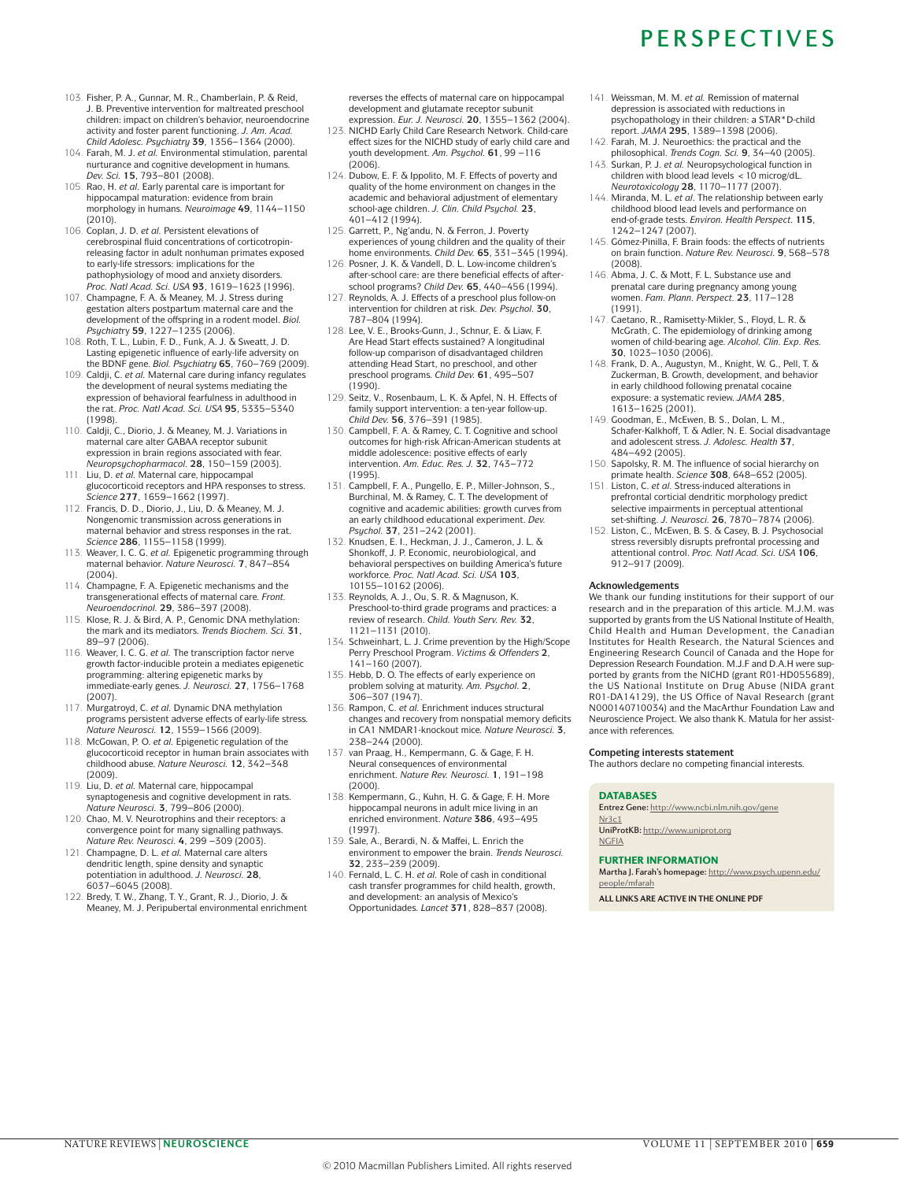103. Fisher, P. A., Gunnar, M. R., Chamberlain, P. & Reid, J. B. Preventive intervention for maltreated preschool children: impact on children's behavior, neuroendocrine activity and foster parent functioning. *J. Am. Acad. Child Adolesc. Psychiatry* **39**, 1356–1364 (2000).
104. Farah, M. J. *et al.* Environmental stimulation, parental nurturance and cognitive development in humans. *Dev. Sci.* **15**, 793–801 (2008).
105. Rao, H. *et al.* Early parental care is important for hippocampal maturation: evidence from brain morphology in humans. *Neuroimage* **49**, 1144–1150 (2010).
106. Coplan, J. D. *et al.* Persistent elevations of cerebrospinal fluid concentrations of corticotropin-releasing factor in adult nonhuman primates exposed to early-life stressors: implications for the pathophysiology of mood and anxiety disorders. *Proc. Natl Acad. Sci. USA* **93**, 1619–1623 (1996).
107. Champagne, F. A. & Meaney, M. J. Stress during gestation alters postpartum maternal care and the development of the offspring in a rodent model. *Biol. Psychiatry* **59**, 1227–1235 (2006).
108. Roth, T. L., Lubin, F. D., Funk, A. J. & Sweatt, J. D. Lasting epigenetic influence of early-life adversity on the BDNF gene. *Biol. Psychiatry* **65**, 760–769 (2009).
109. Caldji, C. *et al.* Maternal care during infancy regulates the development of neural systems mediating the expression of behavioral fearfulness in adulthood in the rat. *Proc. Natl Acad. Sci. USA* **95**, 5335–5340 (1998).
110. Caldji, C., Diorio, J. & Meaney, M. J. Variations in maternal care alter GABAA receptor subunit expression in brain regions associated with fear. *Neuropsychopharmacol.* **28**, 150–159 (2003).
111. Liu, D. *et al.* Maternal care, hippocampal glucocorticoid receptors and HPA responses to stress. *Science* **277**, 1659–1662 (1997).
112. Francis, D. D., Diorio, J., Liu, D. & Meaney, M. J. Nongenomic transmission across generations in maternal behavior and stress responses in the rat. *Science* **286**, 1155–1158 (1999).
113. Weaver, I. C. G. *et al.* Epigenetic programming through maternal behavior. *Nature Neurosci.* **7**, 847–854 (2004).
114. Champagne, F. A. Epigenetic mechanisms and the transgenerational effects of maternal care. *Front. Neuroendocrinol.* **29**, 386–397 (2008).
115. Klose, R. J. & Bird, A. P., Genomic DNA methylation: the mark and its mediators. *Trends Biochem. Sci.* **31**, 89–97 (2006).
116. Weaver, I. C. G. *et al.* The transcription factor nerve growth factor-inducible protein a mediates epigenetic programming: altering epigenetic marks by immediate-early genes. *J. Neurosci.* **27**, 1756–1768 (2007).
117. Murgatroyd, C. *et al.* Dynamic DNA methylation programs persistent adverse effects of early-life stress. *Nature Neurosci.* **12**, 1559–1566 (2009).
118. McGowan, P. O. *et al.* Epigenetic regulation of the glucocorticoid receptor in human brain associates with childhood abuse. *Nature Neurosci.* **12**, 342–348 (2009).
119. Liu, D. *et al.* Maternal care, hippocampal synaptogenesis and cognitive development in rats. *Nature Neurosci.* **3**, 799–806 (2000).
120. Chao, M. V. Neurotrophins and their receptors: a convergence point for many signalling pathways. *Nature Rev. Neurosci.* **4**, 299 –309 (2003).
121. Champagne, D. L. *et al.* Maternal care alters dendritic length, spine density and synaptic potentiation in adulthood. *J. Neurosci.* **28**, 6037–6045 (2008).
122. Bredy, T. W., Zhang, T. Y., Grant, R. J., Diorio, J. & Meaney, M. J. Peripubertal environmental enrichment reverses the effects of maternal care on hippocampal development and glutamate receptor subunit expression. *Eur. J. Neurosci.* **20**, 1355–1362 (2004).
123. NICHD Early Child Care Research Network. Child-care effect sizes for the NICHD study of early child care and youth development. *Am. Psychol.* **61**, 99 –116 (2006).
124. Dubow, E. F. & Ippolito, M. F. Effects of poverty and quality of the home environment on changes in the academic and behavioral adjustment of elementary school-age children. *J. Clin. Child Psychol.* **23**, 401–412 (1994).
125. Garrett, P., Ng'andu, N. & Ferron, J. Poverty experiences of young children and the quality of their home environments. *Child Dev.* **65**, 331–345 (1994).
126. Posner, J. K. & Vandell, D. L. Low-income children's after-school care: are there beneficial effects of after-school programs? *Child Dev.* **65**, 440–456 (1994).
127. Reynolds, A. J. Effects of a preschool plus follow-on intervention for children at risk. *Dev. Psychol.* **30**, 787–804 (1994).
128. Lee, V. E., Brooks-Gunn, J., Schnur, E. & Liaw, F. Are Head Start effects sustained? A longitudinal follow-up comparison of disadvantaged children attending Head Start, no preschool, and other preschool programs. *Child Dev.* **61**, 495–507 (1990).
129. Seitz, V., Rosenbaum, L. K. & Apfel, N. H. Effects of family support intervention: a ten-year follow-up. *Child Dev.* **56**, 376–391 (1985).
130. Campbell, F. A. & Ramey, C. T. Cognitive and school outcomes for high-risk African-American students at middle adolescence: positive effects of early intervention. *Am. Educ. Res. J.* **32**, 743–772 (1995).
131. Campbell, F. A., Pungello, E. P., Miller-Johnson, S., Burchinal, M. & Ramey, C. T. The development of cognitive and academic abilities: growth curves from an early childhood educational experiment. *Dev. Psychol.* **37**, 231–242 (2001).
132. Knudsen, E. I., Heckman, J. J., Cameron, J. L. & Shonkoff, J. P. Economic, neurobiological, and behavioral perspectives on building America's future workforce. *Proc. Natl Acad. Sci. USA* **103**, 10155–10162 (2006).
133. Reynolds, A. J., Ou, S. R. & Magnuson, K. Preschool-to-third grade programs and practices: a review of research. *Child. Youth Serv. Rev.* **32**, 1121–1131 (2010).
134. Schweinhart, L. J. Crime prevention by the High/Scope Perry Preschool Program. *Victims & Offenders* **2**, 141–160 (2007).
135. Hebb, D. O. The effects of early experience on problem solving at maturity. *Am. Psychol.* **2**, 306–307 (1947).
136. Rampon, C. *et al.* Enrichment induces structural changes and recovery from nonspatial memory deficits in CA1 NMDAR1-knockout mice. *Nature Neurosci.* **3**, 238–244 (2000).
137. van Praag, H., Kempermann, G. & Gage, F. H. Neural consequences of environmental enrichment. *Nature Rev. Neurosci.* **1**, 191–198 (2000).
138. Kempermann, G., Kuhn, H. G. & Gage, F. H. More hippocampal neurons in adult mice living in an enriched environment. *Nature* **386**, 493–495 (1997).
139. Sale, A., Berardi, N. & Maffei, L. Enrich the environment to empower the brain. *Trends Neurosci.* **32**, 233–239 (2009).
140. Fernald, L. C. H. *et al.* Role of cash in conditional cash transfer programmes for child health, growth, and development: an analysis of Mexico's Opportunidades. *Lancet* **371**, 828–837 (2008).
141. Weissman, M. M. *et al.* Remission of maternal depression is associated with reductions in psychopathology in their children: a STAR*D-child report. *JAMA* **295**, 1389–1398 (2006).
142. Farah, M. J. Neuroethics: the practical and the philosophical. *Trends Cogn. Sci.* **9**, 34–40 (2005).
143. Surkan, P. J. *et al.* Neuropsychological function in children with blood lead levels < 10 microg/dL. *Neurotoxicology* **28**, 1170–1177 (2007).
144. Miranda, M. L. *et al.* The relationship between early childhood blood lead levels and performance on end-of-grade tests. *Environ. Health Perspect.* **115**, 1242–1247 (2007).
145. Gómez-Pinilla, F. Brain foods: the effects of nutrients on brain function. *Nature Rev. Neurosci.* **9**, 568–578 (2008).
146. Abma, J. C. & Mott, F. L. Substance use and prenatal care during pregnancy among young women. *Fam. Plann. Perspect.* **23**, 117–128 (1991).
147. Caetano, R., Ramisetty-Mikler, S., Floyd, L. R. & McGrath, C. The epidemiology of drinking among women of child-bearing age. *Alcohol. Clin. Exp. Res.* **30**, 1023–1030 (2006).
148. Frank, D. A., Augustyn, M., Knight, W. G., Pell, T. & Zuckerman, B. Growth, development, and behavior in early childhood following prenatal cocaine exposure: a systematic review. *JAMA* **285**, 1613–1625 (2001).
149. Goodman, E., McEwen, B. S., Dolan, L. M., Schafer-Kalkhoff, T. & Adler, N. E. Social disadvantage and adolescent stress. *J. Adolesc. Health* **37**, 484–492 (2005).
150. Sapolsky, R. M. The influence of social hierarchy on primate health. *Science* **308**, 648–652 (2005).
151. Liston, C. *et al.* Stress-induced alterations in prefrontal corticial dendritic morphology predict selective impairments in perceptual attentional set-shifting. *J. Neurosci.* **26**, 7870–7874 (2006).
152. Liston, C., McEwen, B. S. & Casey, B. J. Psychosocial stress reversibly disrupts prefrontal processing and attentional control. *Proc. Natl Acad. Sci. USA* **106**, 912–917 (2009).

### Acknowledgements

We thank our funding institutions for their support of our research and in the preparation of this article. M.J.M. was supported by grants from the US National Institute of Health, Child Health and Human Development, the Canadian Institutes for Health Research, the Natural Sciences and Engineering Research Council of Canada and the Hope for Depression Research Foundation. M.J.F and D.A.H were supported by grants from the NICHD (grant R01-HD055689), the US National Institute on Drug Abuse (NIDA grant R01-DA14129), the US Office of Naval Research (grant N000140710034) and the MacArthur Foundation Law and Neuroscience Project. We also thank K. Matula for her assistance with references.

### Competing interests statement

The authors declare no competing financial interests.

### DATABASES

**Entrez Gene:** http://www.ncbi.nlm.nih.gov/gene
Nr3c1
**UniProtKB:** http://www.uniprot.org
NGFIA

### FURTHER INFORMATION

**Martha J. Farah's homepage:** http://www.psych.upenn.edu/people/mfarah

**ALL LINKS ARE ACTIVE IN THE ONLINE PDF**